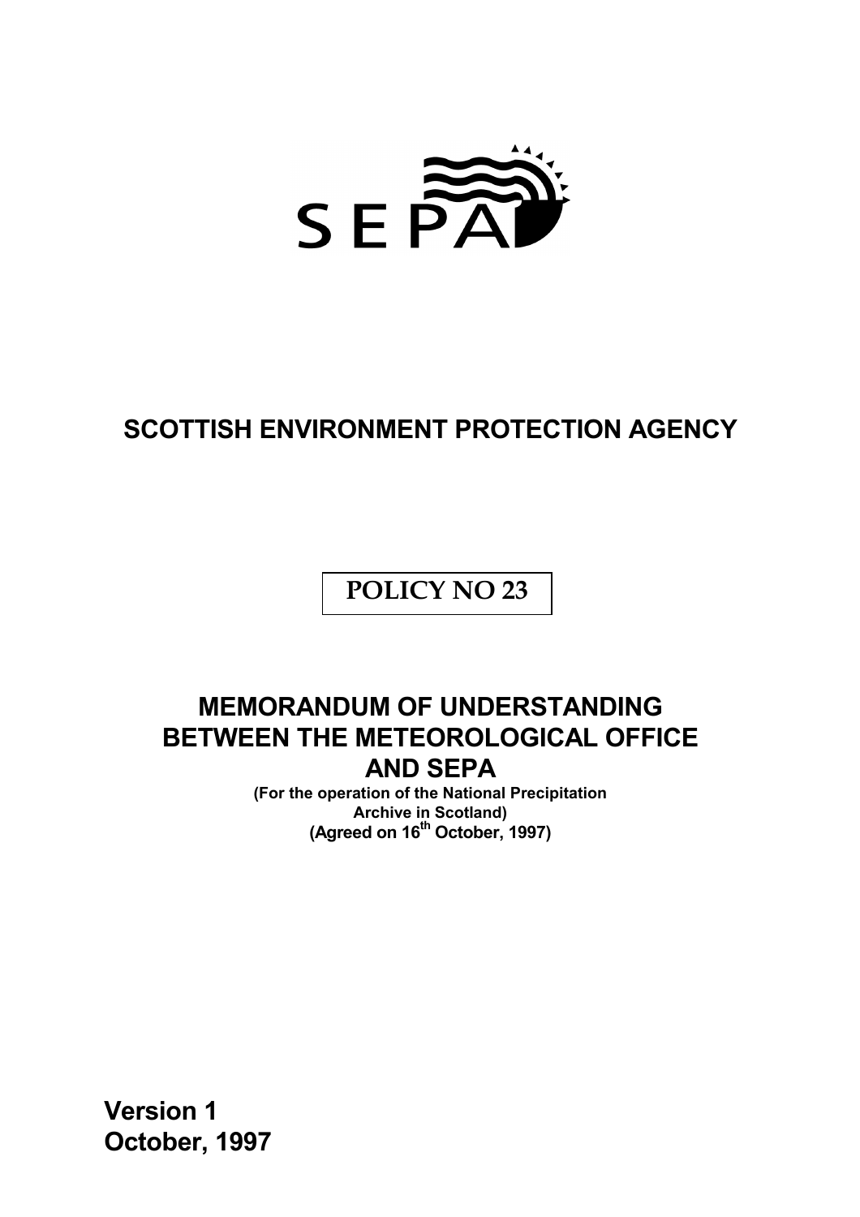SEPA

# SCOTTISH ENVIRONMENT PROTECTION AGENCY

**POLICY NO 23**

## MEMORANDUM OF UNDERSTANDING BETWEEN THE METEOROLOGICAL OFFICE AND SEPA

**(For the operation of the National Precipitation Archive in Scotland)**
**(Agreed on 16th October, 1997)**

**Version 1**
**October, 1997**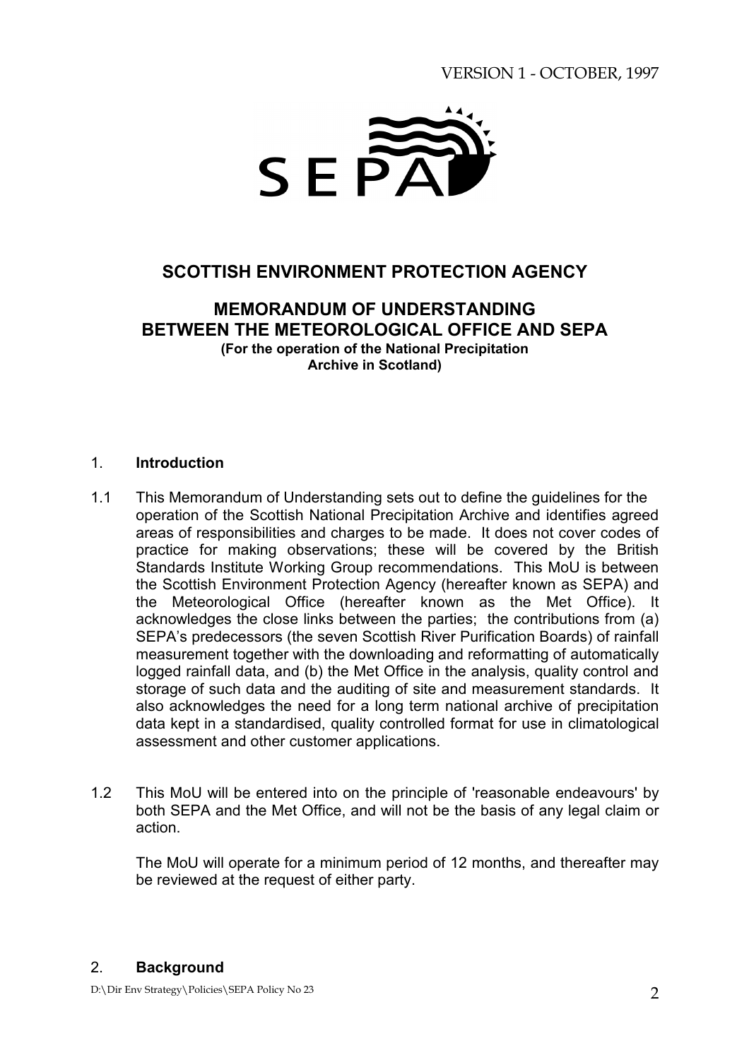VERSION 1 - OCTOBER, 1997

# SCOTTISH ENVIRONMENT PROTECTION AGENCY

## MEMORANDUM OF UNDERSTANDING BETWEEN THE METEOROLOGICAL OFFICE AND SEPA

**(For the operation of the National Precipitation Archive in Scotland)**

## 1. Introduction

1.1 This Memorandum of Understanding sets out to define the guidelines for the operation of the Scottish National Precipitation Archive and identifies agreed areas of responsibilities and charges to be made. It does not cover codes of practice for making observations; these will be covered by the British Standards Institute Working Group recommendations. This MoU is between the Scottish Environment Protection Agency (hereafter known as SEPA) and the Meteorological Office (hereafter known as the Met Office). It acknowledges the close links between the parties; the contributions from (a) SEPA's predecessors (the seven Scottish River Purification Boards) of rainfall measurement together with the downloading and reformatting of automatically logged rainfall data, and (b) the Met Office in the analysis, quality control and storage of such data and the auditing of site and measurement standards. It also acknowledges the need for a long term national archive of precipitation data kept in a standardised, quality controlled format for use in climatological assessment and other customer applications.

1.2 This MoU will be entered into on the principle of 'reasonable endeavours' by both SEPA and the Met Office, and will not be the basis of any legal claim or action.

The MoU will operate for a minimum period of 12 months, and thereafter may be reviewed at the request of either party.

## 2. Background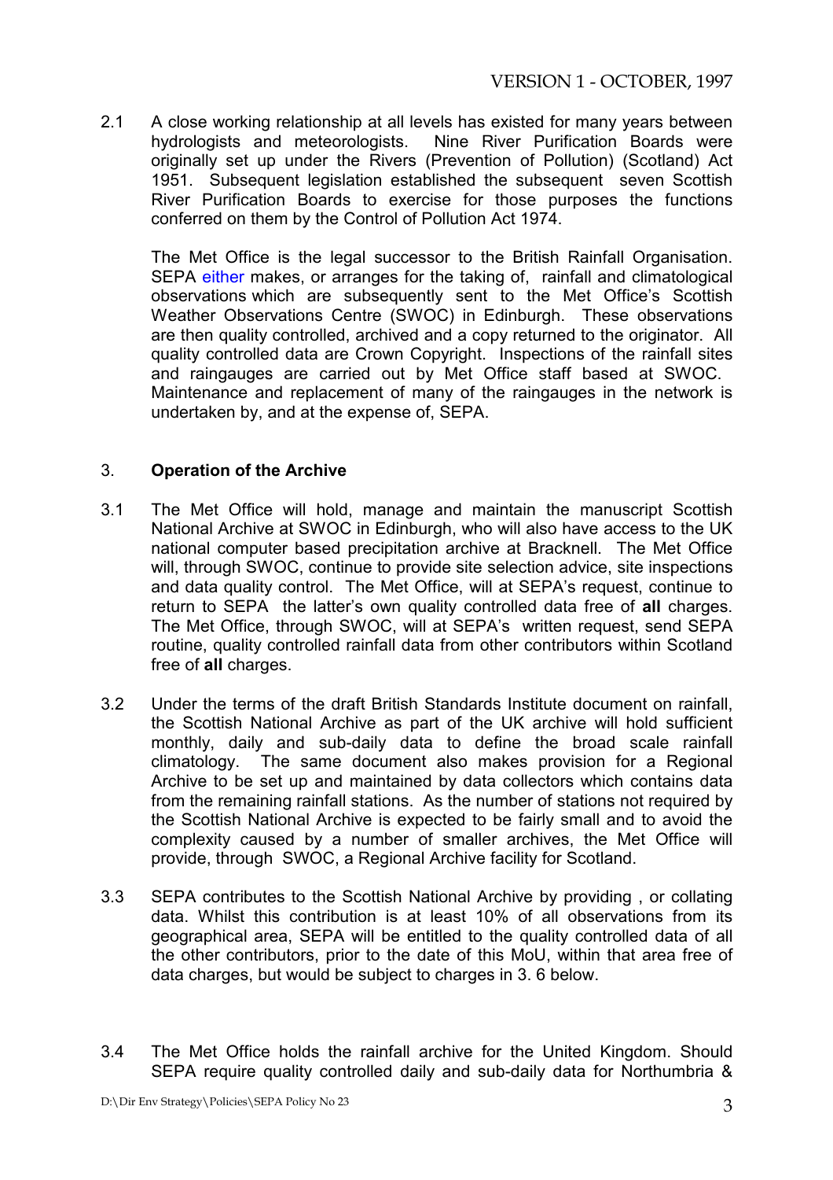2.1 A close working relationship at all levels has existed for many years between hydrologists and meteorologists. Nine River Purification Boards were originally set up under the Rivers (Prevention of Pollution) (Scotland) Act 1951. Subsequent legislation established the subsequent seven Scottish River Purification Boards to exercise for those purposes the functions conferred on them by the Control of Pollution Act 1974.

The Met Office is the legal successor to the British Rainfall Organisation. SEPA either makes, or arranges for the taking of, rainfall and climatological observations which are subsequently sent to the Met Office's Scottish Weather Observations Centre (SWOC) in Edinburgh. These observations are then quality controlled, archived and a copy returned to the originator. All quality controlled data are Crown Copyright. Inspections of the rainfall sites and raingauges are carried out by Met Office staff based at SWOC. Maintenance and replacement of many of the raingauges in the network is undertaken by, and at the expense of, SEPA.

3. **Operation of the Archive**

3.1 The Met Office will hold, manage and maintain the manuscript Scottish National Archive at SWOC in Edinburgh, who will also have access to the UK national computer based precipitation archive at Bracknell. The Met Office will, through SWOC, continue to provide site selection advice, site inspections and data quality control. The Met Office, will at SEPA's request, continue to return to SEPA the latter's own quality controlled data free of **all** charges. The Met Office, through SWOC, will at SEPA's written request, send SEPA routine, quality controlled rainfall data from other contributors within Scotland free of **all** charges.

3.2 Under the terms of the draft British Standards Institute document on rainfall, the Scottish National Archive as part of the UK archive will hold sufficient monthly, daily and sub-daily data to define the broad scale rainfall climatology. The same document also makes provision for a Regional Archive to be set up and maintained by data collectors which contains data from the remaining rainfall stations. As the number of stations not required by the Scottish National Archive is expected to be fairly small and to avoid the complexity caused by a number of smaller archives, the Met Office will provide, through SWOC, a Regional Archive facility for Scotland.

3.3 SEPA contributes to the Scottish National Archive by providing , or collating data. Whilst this contribution is at least 10% of all observations from its geographical area, SEPA will be entitled to the quality controlled data of all the other contributors, prior to the date of this MoU, within that area free of data charges, but would be subject to charges in 3. 6 below.

3.4 The Met Office holds the rainfall archive for the United Kingdom. Should SEPA require quality controlled daily and sub-daily data for Northumbria &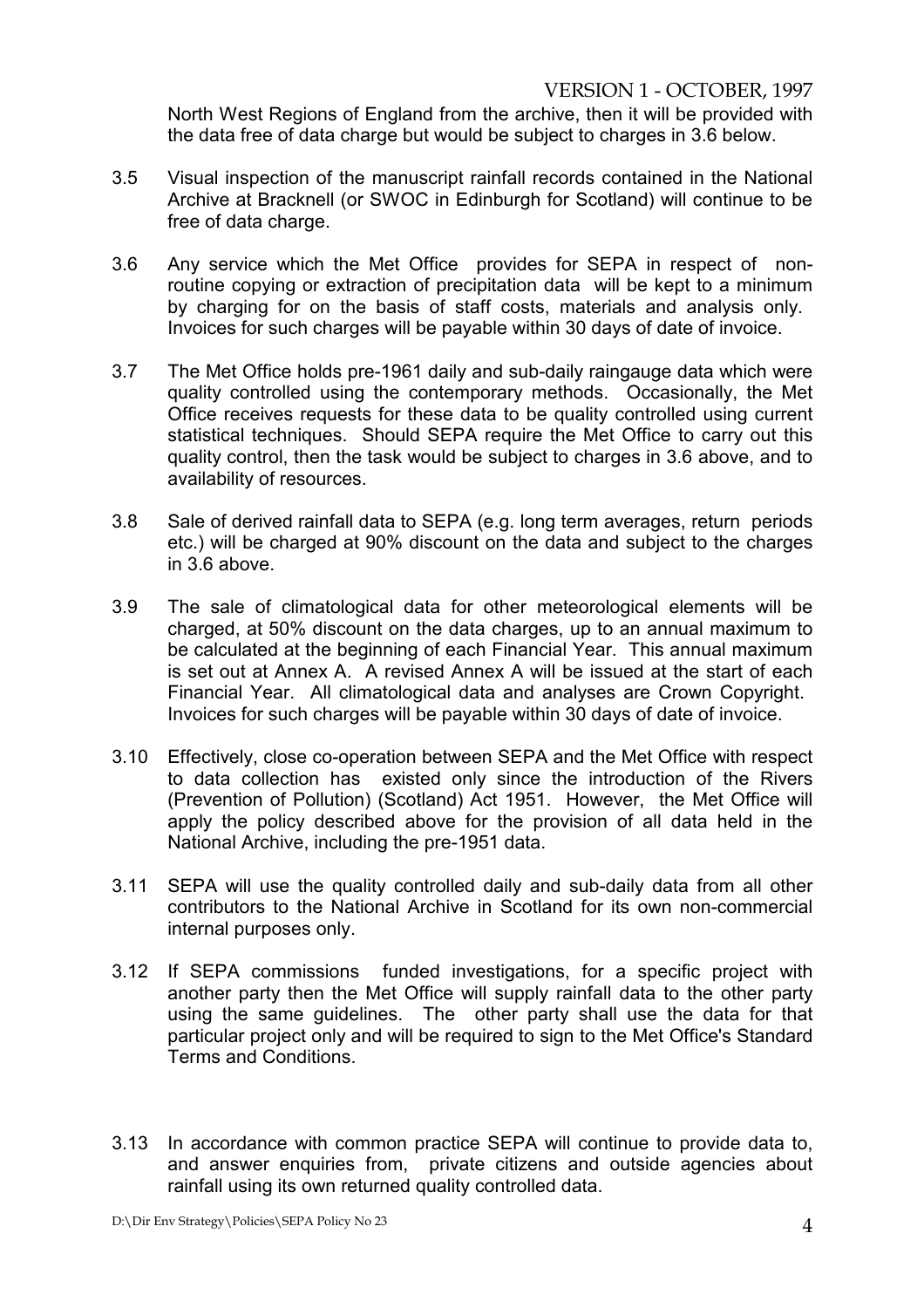North West Regions of England from the archive, then it will be provided with the data free of data charge but would be subject to charges in 3.6 below.

3.5 Visual inspection of the manuscript rainfall records contained in the National Archive at Bracknell (or SWOC in Edinburgh for Scotland) will continue to be free of data charge.

3.6 Any service which the Met Office provides for SEPA in respect of non-routine copying or extraction of precipitation data will be kept to a minimum by charging for on the basis of staff costs, materials and analysis only. Invoices for such charges will be payable within 30 days of date of invoice.

3.7 The Met Office holds pre-1961 daily and sub-daily raingauge data which were quality controlled using the contemporary methods. Occasionally, the Met Office receives requests for these data to be quality controlled using current statistical techniques. Should SEPA require the Met Office to carry out this quality control, then the task would be subject to charges in 3.6 above, and to availability of resources.

3.8 Sale of derived rainfall data to SEPA (e.g. long term averages, return periods etc.) will be charged at 90% discount on the data and subject to the charges in 3.6 above.

3.9 The sale of climatological data for other meteorological elements will be charged, at 50% discount on the data charges, up to an annual maximum to be calculated at the beginning of each Financial Year. This annual maximum is set out at Annex A. A revised Annex A will be issued at the start of each Financial Year. All climatological data and analyses are Crown Copyright. Invoices for such charges will be payable within 30 days of date of invoice.

3.10 Effectively, close co-operation between SEPA and the Met Office with respect to data collection has existed only since the introduction of the Rivers (Prevention of Pollution) (Scotland) Act 1951. However, the Met Office will apply the policy described above for the provision of all data held in the National Archive, including the pre-1951 data.

3.11 SEPA will use the quality controlled daily and sub-daily data from all other contributors to the National Archive in Scotland for its own non-commercial internal purposes only.

3.12 If SEPA commissions funded investigations, for a specific project with another party then the Met Office will supply rainfall data to the other party using the same guidelines. The other party shall use the data for that particular project only and will be required to sign to the Met Office's Standard Terms and Conditions.

3.13 In accordance with common practice SEPA will continue to provide data to, and answer enquiries from, private citizens and outside agencies about rainfall using its own returned quality controlled data.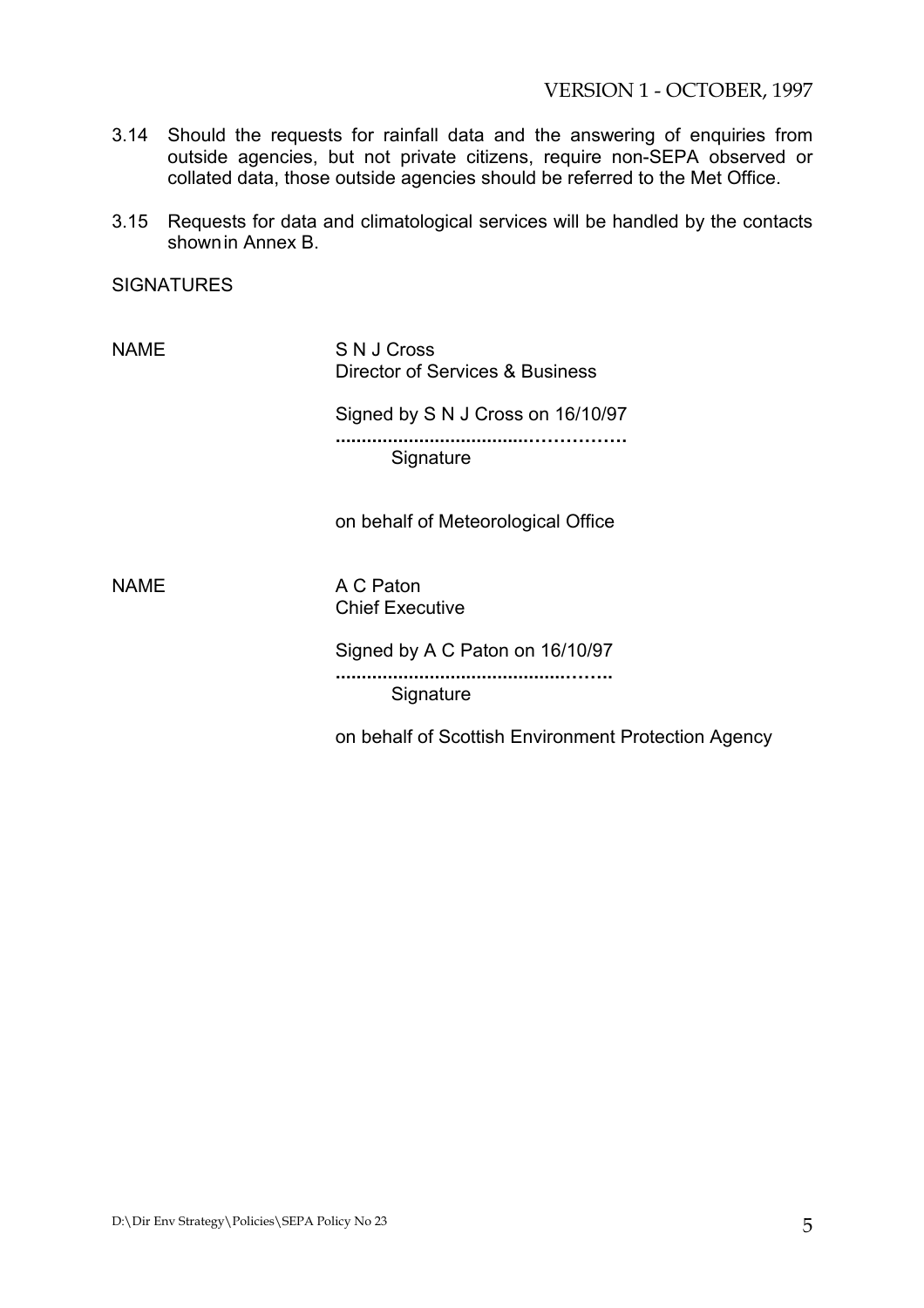3.14 Should the requests for rainfall data and the answering of enquiries from outside agencies, but not private citizens, require non-SEPA observed or collated data, those outside agencies should be referred to the Met Office.

3.15 Requests for data and climatological services will be handled by the contacts shown in Annex B.

SIGNATURES

NAME S N J Cross
Director of Services & Business

Signed by S N J Cross on 16/10/97

....................................................
Signature

on behalf of Meteorological Office

NAME A C Paton
Chief Executive

Signed by A C Paton on 16/10/97

....................................................
Signature

on behalf of Scottish Environment Protection Agency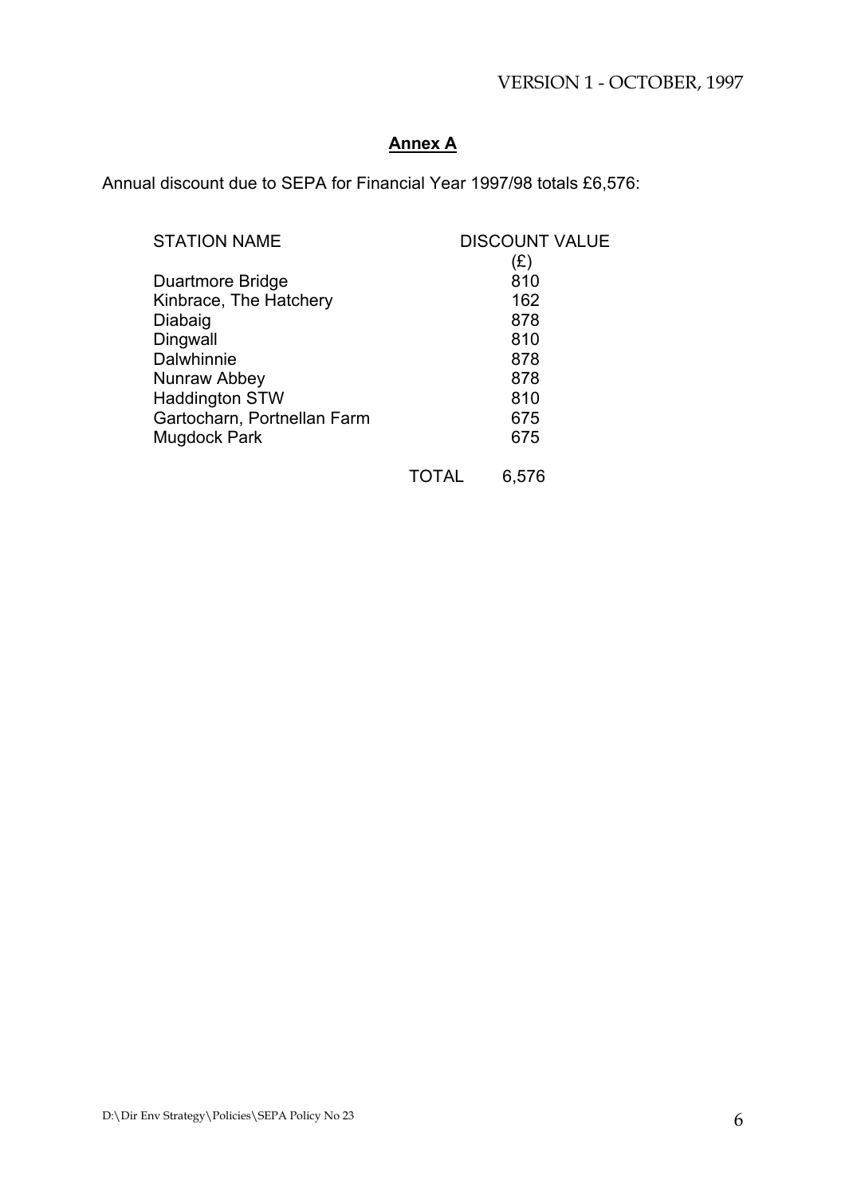## Annex A

Annual discount due to SEPA for Financial Year 1997/98 totals £6,576:

| STATION NAME | DISCOUNT VALUE (£) |
|---|---|
| Duartmore Bridge | 810 |
| Kinbrace, The Hatchery | 162 |
| Diabaig | 878 |
| Dingwall | 810 |
| Dalwhinnie | 878 |
| Nunraw Abbey | 878 |
| Haddington STW | 810 |
| Gartocharn, Portnellan Farm | 675 |
| Mugdock Park | 675 |
| TOTAL | 6,576 |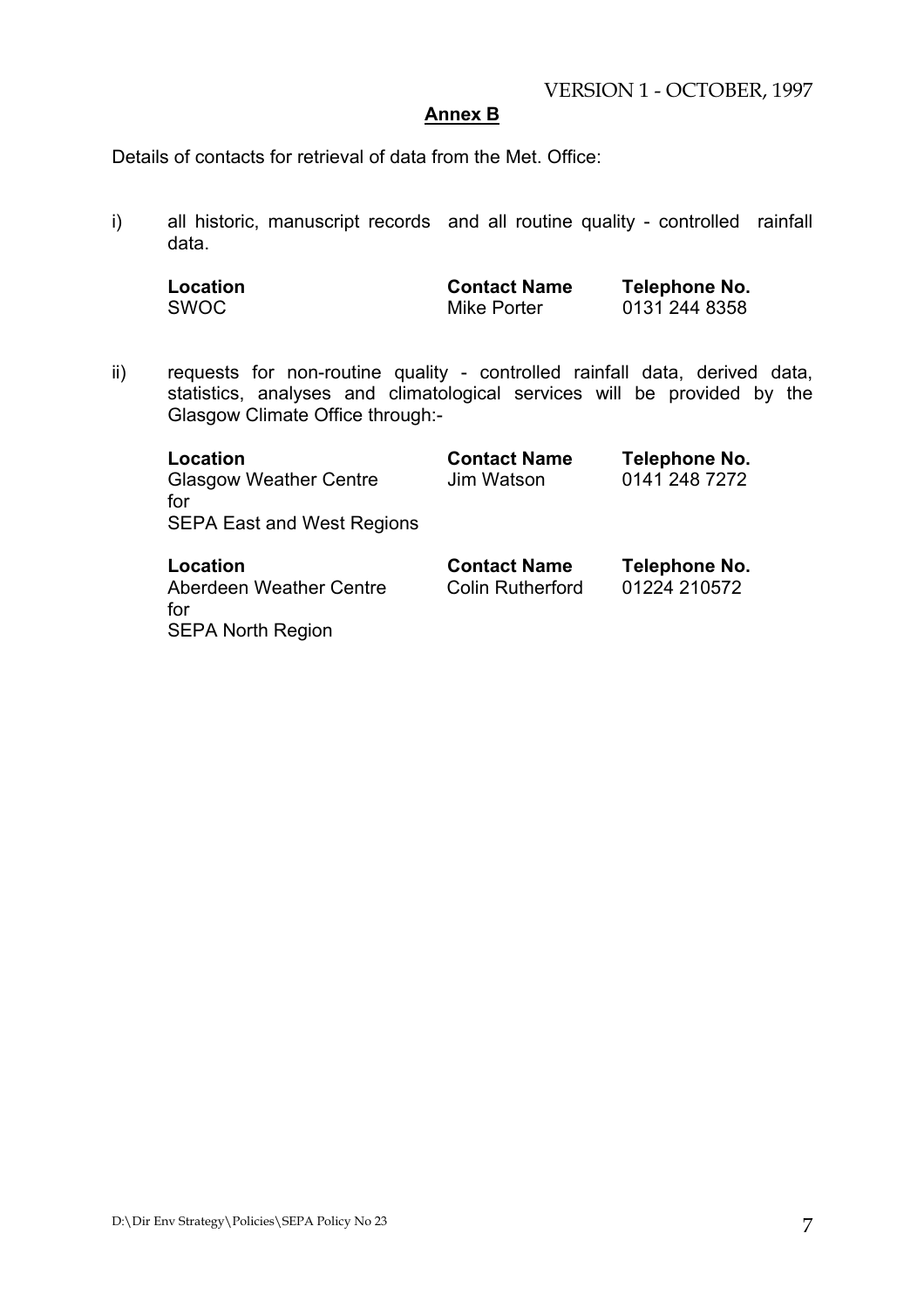## Annex B

Details of contacts for retrieval of data from the Met. Office:

i) all historic, manuscript records and all routine quality - controlled rainfall data.

| Location | Contact Name | Telephone No. |
|---|---|---|
| SWOC | Mike Porter | 0131 244 8358 |

ii) requests for non-routine quality - controlled rainfall data, derived data, statistics, analyses and climatological services will be provided by the Glasgow Climate Office through:-

| Location | Contact Name | Telephone No. |
|---|---|---|
| Glasgow Weather Centre for SEPA East and West Regions | Jim Watson | 0141 248 7272 |

| Location | Contact Name | Telephone No. |
|---|---|---|
| Aberdeen Weather Centre for SEPA North Region | Colin Rutherford | 01224 210572 |